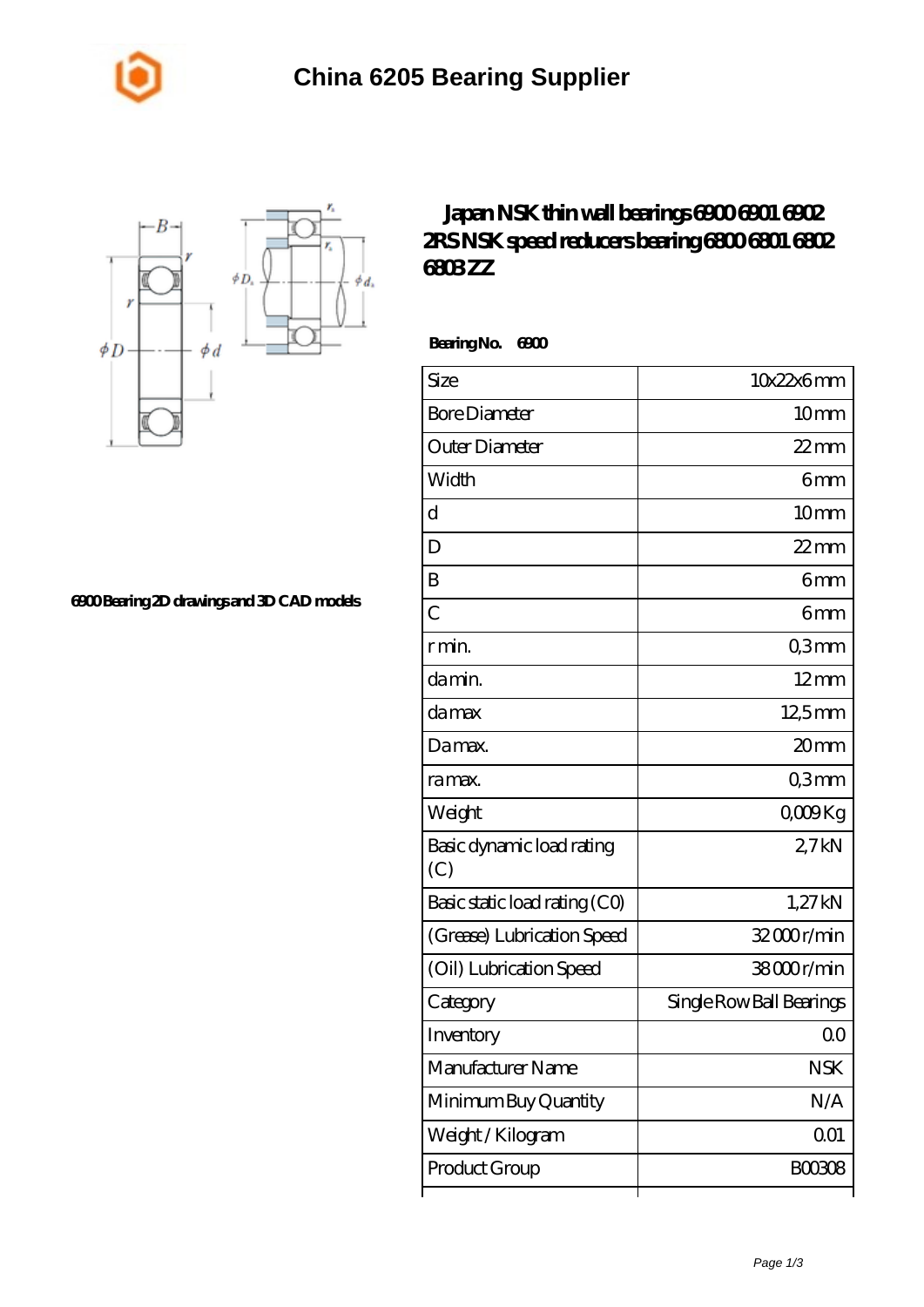# China 6205 Bearing Supplier

## Japan NSK thin wall bearings 6900 6901 6902 2RS NSK speed reducers bearing 6800 6801 6802 6803 ZZ

6900 Bearing 2D drawings and 3D CAD models

**Bearing No.** **6900**

| Size | 10x22x6 mm |
|---|---|
| Bore Diameter | 10 mm |
| Outer Diameter | 22 mm |
| Width | 6 mm |
| d | 10 mm |
| D | 22 mm |
| B | 6 mm |
| C | 6 mm |
| r min. | 0,3 mm |
| da min. | 12 mm |
| da max | 12,5 mm |
| Da max. | 20 mm |
| ra max. | 0,3 mm |
| Weight | 0,009 Kg |
| Basic dynamic load rating (C) | 2,7 kN |
| Basic static load rating (C0) | 1,27 kN |
| (Grease) Lubrication Speed | 32 000 r/min |
| (Oil) Lubrication Speed | 38 000 r/min |
| Category | Single Row Ball Bearings |
| Inventory | 0.0 |
| Manufacturer Name | NSK |
| Minimum Buy Quantity | N/A |
| Weight / Kilogram | 0.01 |
| Product Group | B00308 |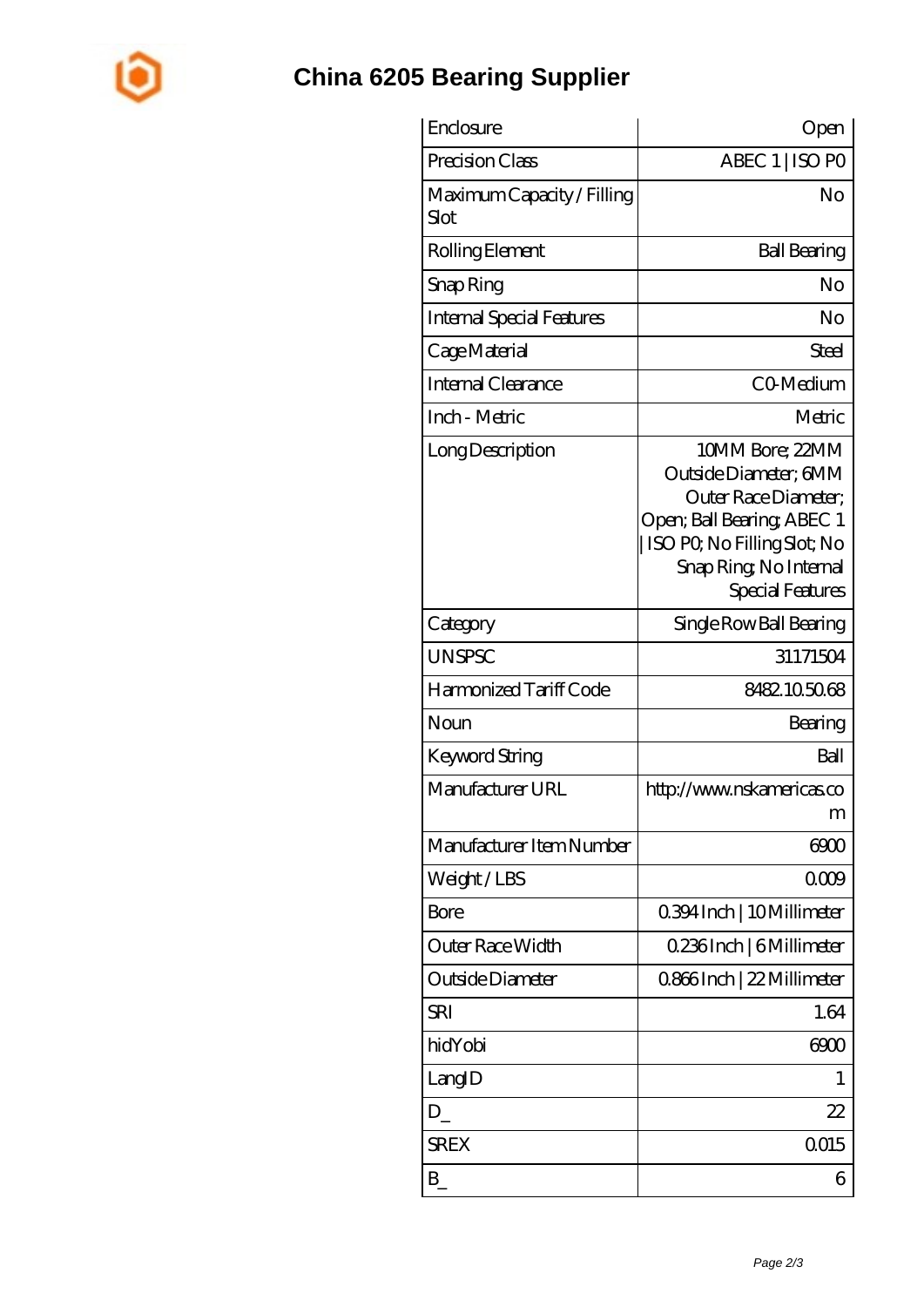# China 6205 Bearing Supplier

| Enclosure | Open |
|---|---|
| Precision Class | ABEC 1 \| ISO P0 |
| Maximum Capacity / Filling Slot | No |
| Rolling Element | Ball Bearing |
| Snap Ring | No |
| Internal Special Features | No |
| Cage Material | Steel |
| Internal Clearance | C0-Medium |
| Inch - Metric | Metric |
| Long Description | 10MM Bore; 22MM Outside Diameter; 6MM Outer Race Diameter; Open; Ball Bearing; ABEC 1 \| ISO P0; No Filling Slot; No Snap Ring; No Internal Special Features |
| Category | Single Row Ball Bearing |
| UNSPSC | 31171504 |
| Harmonized Tariff Code | 8482.10.50.68 |
| Noun | Bearing |
| Keyword String | Ball |
| Manufacturer URL | http://www.nskamericas.com |
| Manufacturer Item Number | 6900 |
| Weight / LBS | 0.009 |
| Bore | 0.394 Inch \| 10 Millimeter |
| Outer Race Width | 0.236 Inch \| 6 Millimeter |
| Outside Diameter | 0.866 Inch \| 22 Millimeter |
| SRI | 1.64 |
| hidYobi | 6900 |
| LangID | 1 |
| D_ | 22 |
| SREX | 0.015 |
| B_ | 6 |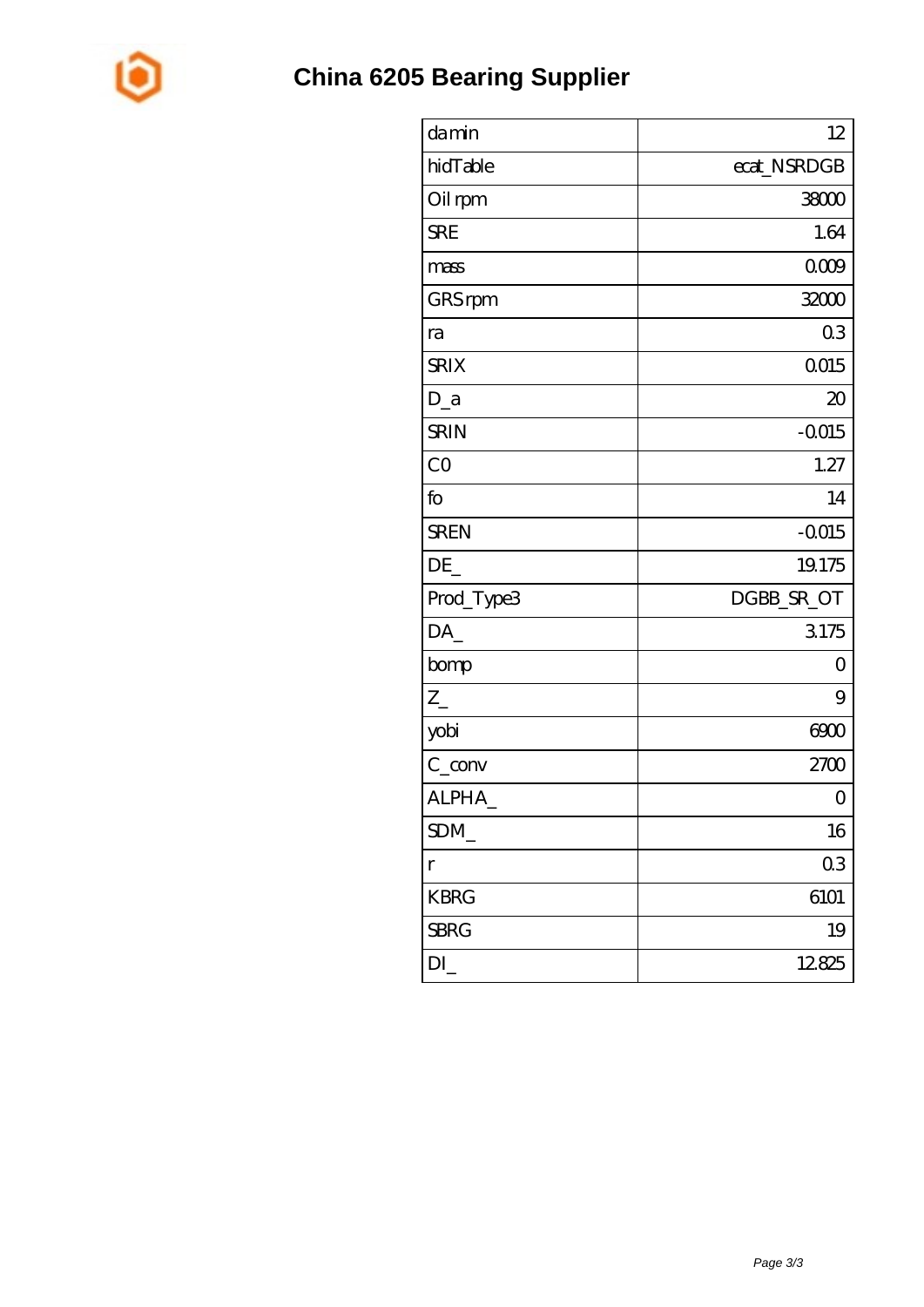# China 6205 Bearing Supplier

| | |
|---|---|
| da min | 12 |
| hidTable | ecat_NSRDGB |
| Oil rpm | 38000 |
| SRE | 1.64 |
| mass | 0.009 |
| GRS rpm | 32000 |
| ra | 0.3 |
| SRIX | 0.015 |
| D_a | 20 |
| SRIN | -0.015 |
| C0 | 1.27 |
| fo | 14 |
| SREN | -0.015 |
| DE_ | 19.175 |
| Prod_Type3 | DGBB_SR_OT |
| DA_ | 3.175 |
| bomp | 0 |
| Z_ | 9 |
| yobi | 6900 |
| C_conv | 2700 |
| ALPHA_ | 0 |
| SDM_ | 16 |
| r | 0.3 |
| KBRG | 6101 |
| SBRG | 19 |
| DI_ | 12.825 |